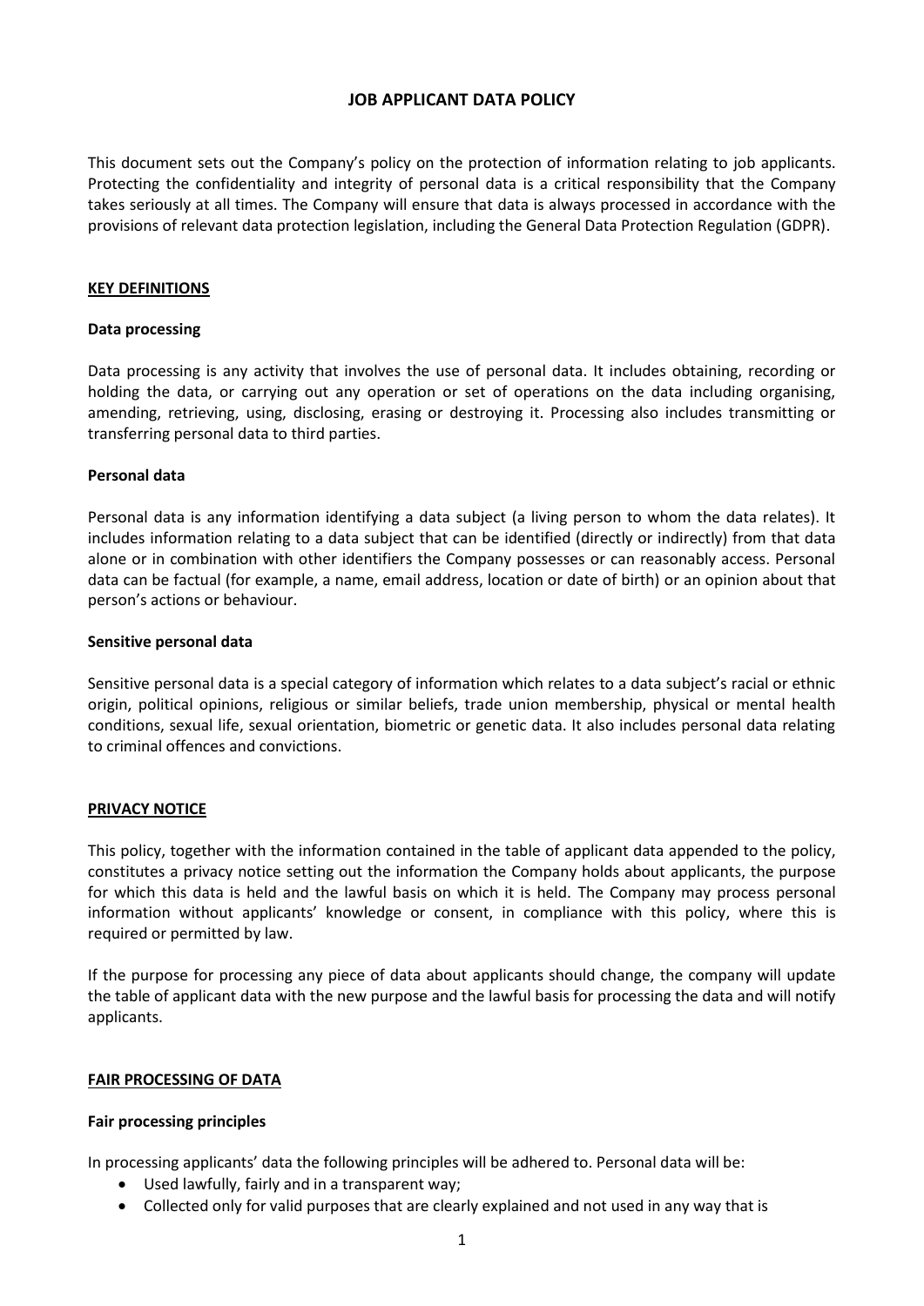# JOB APPLICANT DATA POLICY

This document sets out the Company's policy on the protection of information relating to job applicants. Protecting the confidentiality and integrity of personal data is a critical responsibility that the Company takes seriously at all times. The Company will ensure that data is always processed in accordance with the provisions of relevant data protection legislation, including the General Data Protection Regulation (GDPR).

## KEY DEFINITIONS

### Data processing

Data processing is any activity that involves the use of personal data. It includes obtaining, recording or holding the data, or carrying out any operation or set of operations on the data including organising, amending, retrieving, using, disclosing, erasing or destroying it. Processing also includes transmitting or transferring personal data to third parties.

### Personal data

Personal data is any information identifying a data subject (a living person to whom the data relates). It includes information relating to a data subject that can be identified (directly or indirectly) from that data alone or in combination with other identifiers the Company possesses or can reasonably access. Personal data can be factual (for example, a name, email address, location or date of birth) or an opinion about that person's actions or behaviour.

### Sensitive personal data

Sensitive personal data is a special category of information which relates to a data subject's racial or ethnic origin, political opinions, religious or similar beliefs, trade union membership, physical or mental health conditions, sexual life, sexual orientation, biometric or genetic data. It also includes personal data relating to criminal offences and convictions.

## PRIVACY NOTICE

This policy, together with the information contained in the table of applicant data appended to the policy, constitutes a privacy notice setting out the information the Company holds about applicants, the purpose for which this data is held and the lawful basis on which it is held. The Company may process personal information without applicants' knowledge or consent, in compliance with this policy, where this is required or permitted by law.

If the purpose for processing any piece of data about applicants should change, the company will update the table of applicant data with the new purpose and the lawful basis for processing the data and will notify applicants.

## FAIR PROCESSING OF DATA

### Fair processing principles

In processing applicants' data the following principles will be adhered to. Personal data will be:

- Used lawfully, fairly and in a transparent way;
- Collected only for valid purposes that are clearly explained and not used in any way that is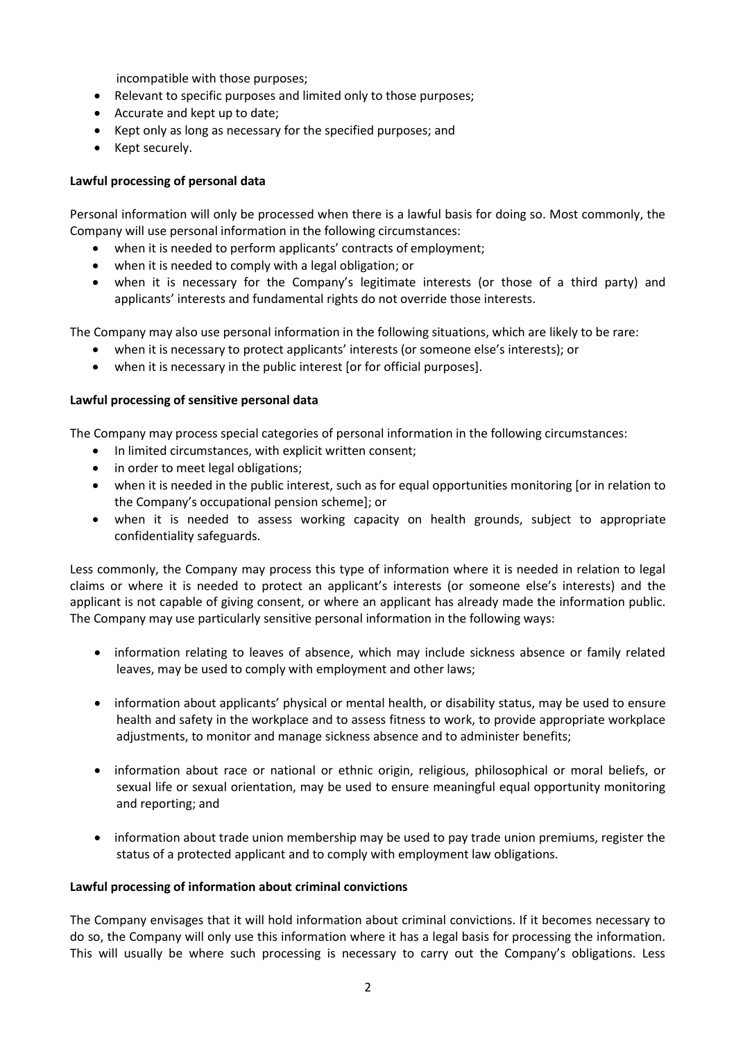incompatible with those purposes;

- Relevant to specific purposes and limited only to those purposes;
- Accurate and kept up to date;
- Kept only as long as necessary for the specified purposes; and
- Kept securely.

**Lawful processing of personal data**

Personal information will only be processed when there is a lawful basis for doing so. Most commonly, the Company will use personal information in the following circumstances:

- when it is needed to perform applicants' contracts of employment;
- when it is needed to comply with a legal obligation; or
- when it is necessary for the Company's legitimate interests (or those of a third party) and applicants' interests and fundamental rights do not override those interests.

The Company may also use personal information in the following situations, which are likely to be rare:

- when it is necessary to protect applicants' interests (or someone else's interests); or
- when it is necessary in the public interest [or for official purposes].

**Lawful processing of sensitive personal data**

The Company may process special categories of personal information in the following circumstances:

- In limited circumstances, with explicit written consent;
- in order to meet legal obligations;
- when it is needed in the public interest, such as for equal opportunities monitoring [or in relation to the Company's occupational pension scheme]; or
- when it is needed to assess working capacity on health grounds, subject to appropriate confidentiality safeguards.

Less commonly, the Company may process this type of information where it is needed in relation to legal claims or where it is needed to protect an applicant's interests (or someone else's interests) and the applicant is not capable of giving consent, or where an applicant has already made the information public. The Company may use particularly sensitive personal information in the following ways:

- information relating to leaves of absence, which may include sickness absence or family related leaves, may be used to comply with employment and other laws;
- information about applicants' physical or mental health, or disability status, may be used to ensure health and safety in the workplace and to assess fitness to work, to provide appropriate workplace adjustments, to monitor and manage sickness absence and to administer benefits;
- information about race or national or ethnic origin, religious, philosophical or moral beliefs, or sexual life or sexual orientation, may be used to ensure meaningful equal opportunity monitoring and reporting; and
- information about trade union membership may be used to pay trade union premiums, register the status of a protected applicant and to comply with employment law obligations.

**Lawful processing of information about criminal convictions**

The Company envisages that it will hold information about criminal convictions. If it becomes necessary to do so, the Company will only use this information where it has a legal basis for processing the information. This will usually be where such processing is necessary to carry out the Company's obligations. Less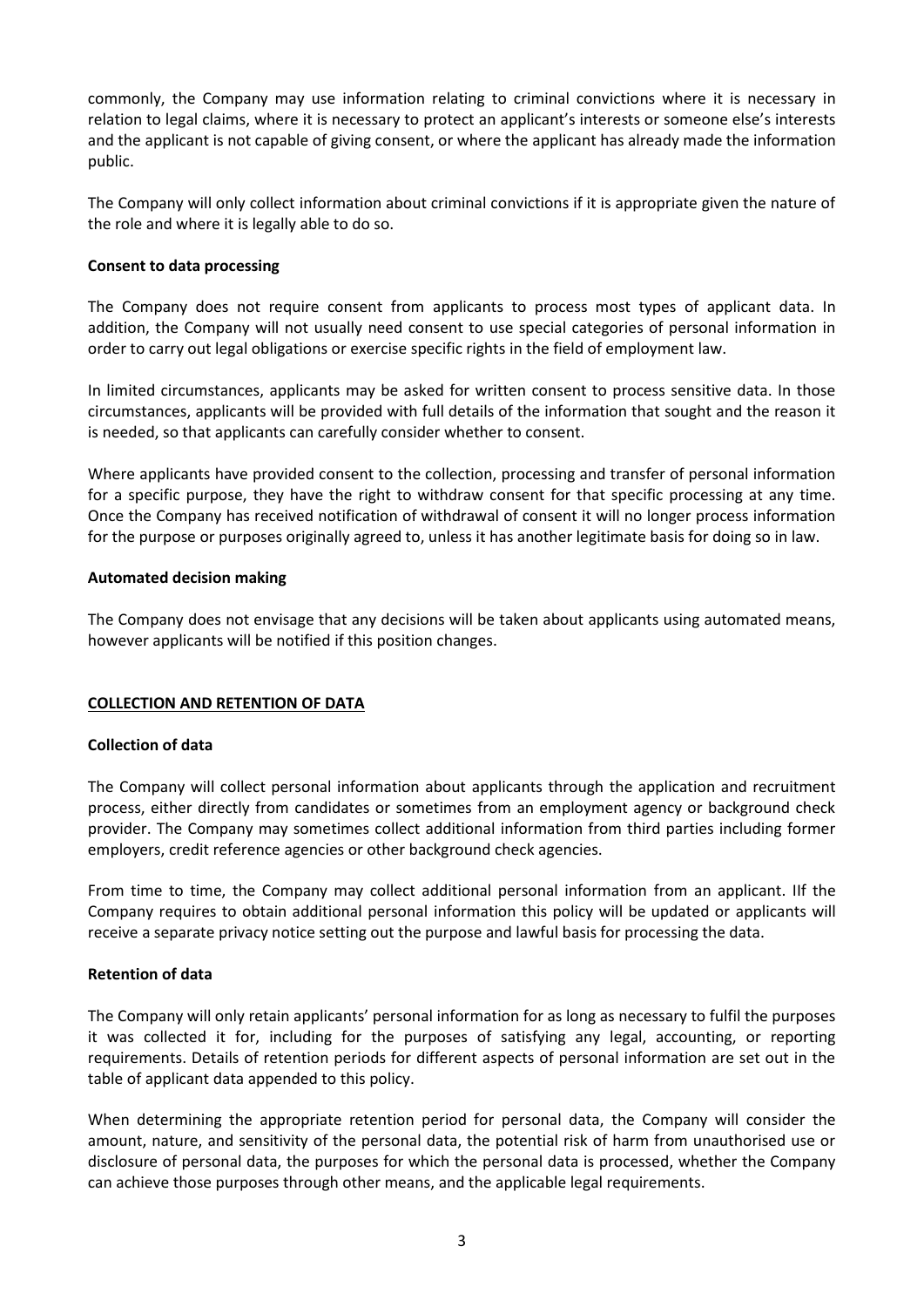commonly, the Company may use information relating to criminal convictions where it is necessary in relation to legal claims, where it is necessary to protect an applicant's interests or someone else's interests and the applicant is not capable of giving consent, or where the applicant has already made the information public.

The Company will only collect information about criminal convictions if it is appropriate given the nature of the role and where it is legally able to do so.

**Consent to data processing**

The Company does not require consent from applicants to process most types of applicant data. In addition, the Company will not usually need consent to use special categories of personal information in order to carry out legal obligations or exercise specific rights in the field of employment law.

In limited circumstances, applicants may be asked for written consent to process sensitive data. In those circumstances, applicants will be provided with full details of the information that sought and the reason it is needed, so that applicants can carefully consider whether to consent.

Where applicants have provided consent to the collection, processing and transfer of personal information for a specific purpose, they have the right to withdraw consent for that specific processing at any time. Once the Company has received notification of withdrawal of consent it will no longer process information for the purpose or purposes originally agreed to, unless it has another legitimate basis for doing so in law.

**Automated decision making**

The Company does not envisage that any decisions will be taken about applicants using automated means, however applicants will be notified if this position changes.

## COLLECTION AND RETENTION OF DATA

**Collection of data**

The Company will collect personal information about applicants through the application and recruitment process, either directly from candidates or sometimes from an employment agency or background check provider. The Company may sometimes collect additional information from third parties including former employers, credit reference agencies or other background check agencies.

From time to time, the Company may collect additional personal information from an applicant. IIf the Company requires to obtain additional personal information this policy will be updated or applicants will receive a separate privacy notice setting out the purpose and lawful basis for processing the data.

**Retention of data**

The Company will only retain applicants' personal information for as long as necessary to fulfil the purposes it was collected it for, including for the purposes of satisfying any legal, accounting, or reporting requirements. Details of retention periods for different aspects of personal information are set out in the table of applicant data appended to this policy.

When determining the appropriate retention period for personal data, the Company will consider the amount, nature, and sensitivity of the personal data, the potential risk of harm from unauthorised use or disclosure of personal data, the purposes for which the personal data is processed, whether the Company can achieve those purposes through other means, and the applicable legal requirements.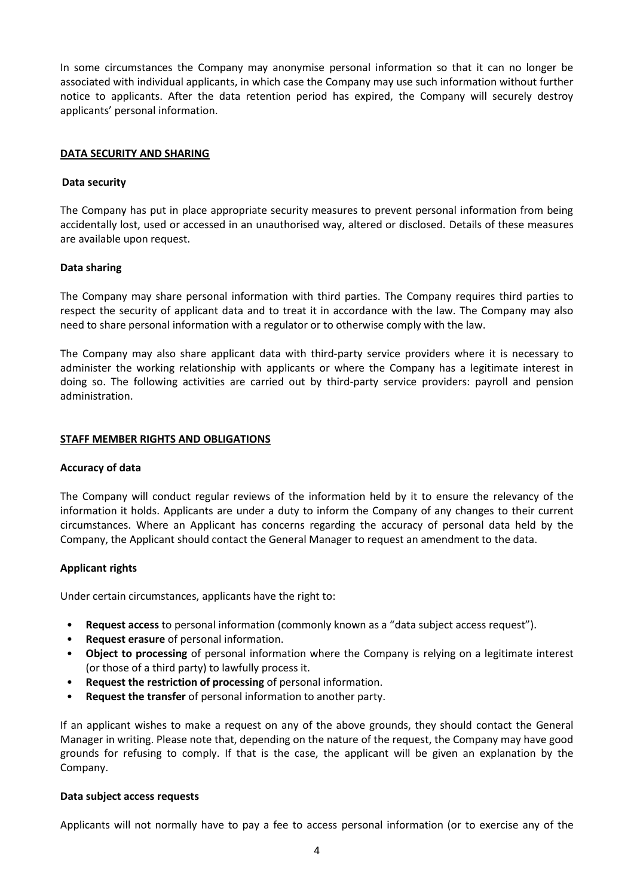In some circumstances the Company may anonymise personal information so that it can no longer be associated with individual applicants, in which case the Company may use such information without further notice to applicants. After the data retention period has expired, the Company will securely destroy applicants' personal information.

## DATA SECURITY AND SHARING

### Data security

The Company has put in place appropriate security measures to prevent personal information from being accidentally lost, used or accessed in an unauthorised way, altered or disclosed. Details of these measures are available upon request.

### Data sharing

The Company may share personal information with third parties. The Company requires third parties to respect the security of applicant data and to treat it in accordance with the law. The Company may also need to share personal information with a regulator or to otherwise comply with the law.

The Company may also share applicant data with third-party service providers where it is necessary to administer the working relationship with applicants or where the Company has a legitimate interest in doing so. The following activities are carried out by third-party service providers: payroll and pension administration.

## STAFF MEMBER RIGHTS AND OBLIGATIONS

### Accuracy of data

The Company will conduct regular reviews of the information held by it to ensure the relevancy of the information it holds. Applicants are under a duty to inform the Company of any changes to their current circumstances. Where an Applicant has concerns regarding the accuracy of personal data held by the Company, the Applicant should contact the General Manager to request an amendment to the data.

### Applicant rights

Under certain circumstances, applicants have the right to:

- **Request access** to personal information (commonly known as a "data subject access request").
- **Request erasure** of personal information.
- **Object to processing** of personal information where the Company is relying on a legitimate interest (or those of a third party) to lawfully process it.
- **Request the restriction of processing** of personal information.
- **Request the transfer** of personal information to another party.

If an applicant wishes to make a request on any of the above grounds, they should contact the General Manager in writing. Please note that, depending on the nature of the request, the Company may have good grounds for refusing to comply. If that is the case, the applicant will be given an explanation by the Company.

### Data subject access requests

Applicants will not normally have to pay a fee to access personal information (or to exercise any of the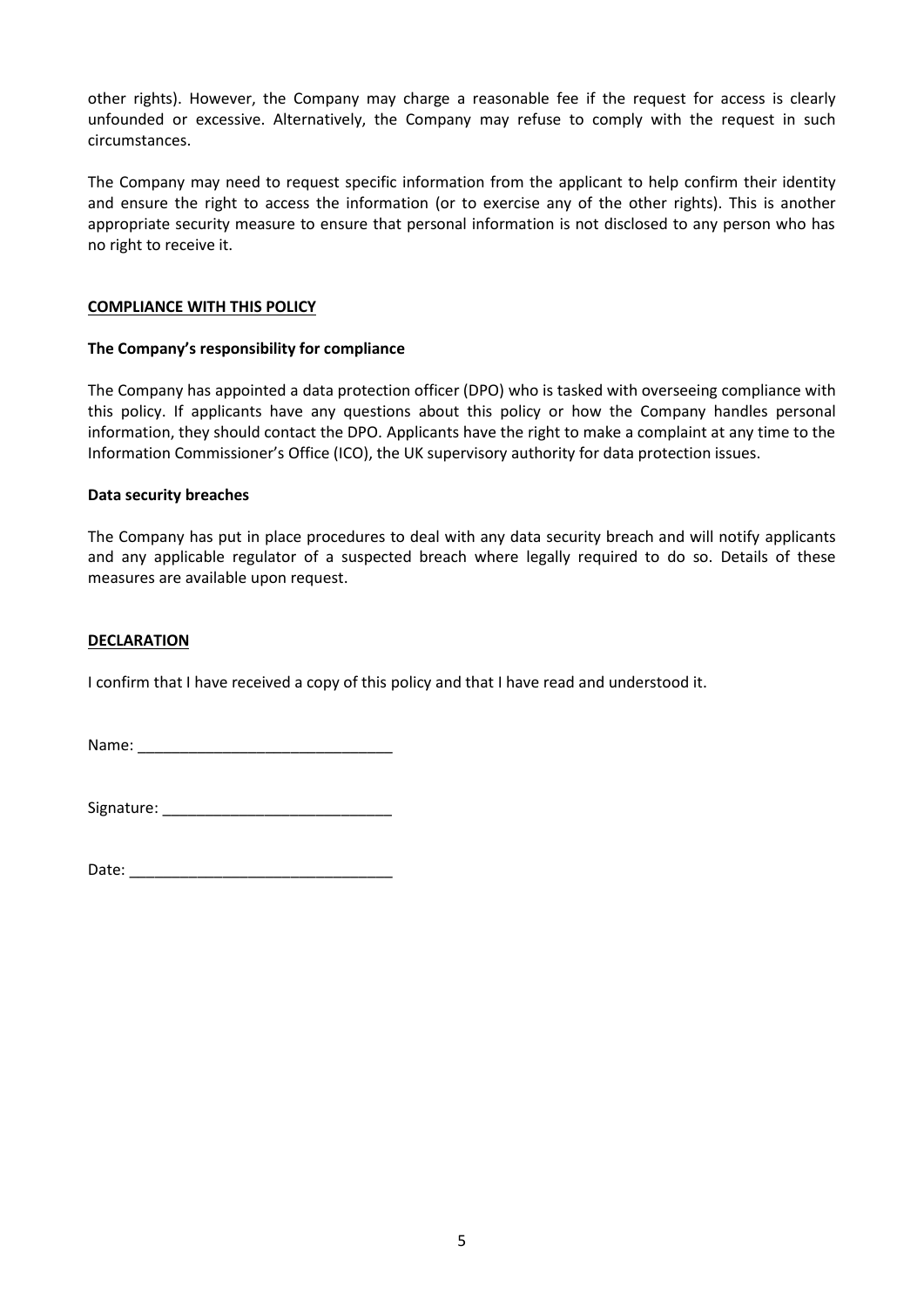other rights). However, the Company may charge a reasonable fee if the request for access is clearly unfounded or excessive. Alternatively, the Company may refuse to comply with the request in such circumstances.

The Company may need to request specific information from the applicant to help confirm their identity and ensure the right to access the information (or to exercise any of the other rights). This is another appropriate security measure to ensure that personal information is not disclosed to any person who has no right to receive it.

## COMPLIANCE WITH THIS POLICY

### The Company's responsibility for compliance

The Company has appointed a data protection officer (DPO) who is tasked with overseeing compliance with this policy. If applicants have any questions about this policy or how the Company handles personal information, they should contact the DPO. Applicants have the right to make a complaint at any time to the Information Commissioner's Office (ICO), the UK supervisory authority for data protection issues.

### Data security breaches

The Company has put in place procedures to deal with any data security breach and will notify applicants and any applicable regulator of a suspected breach where legally required to do so. Details of these measures are available upon request.

## DECLARATION

I confirm that I have received a copy of this policy and that I have read and understood it.

Name: ______________________________

Signature: ___________________________

Date: _______________________________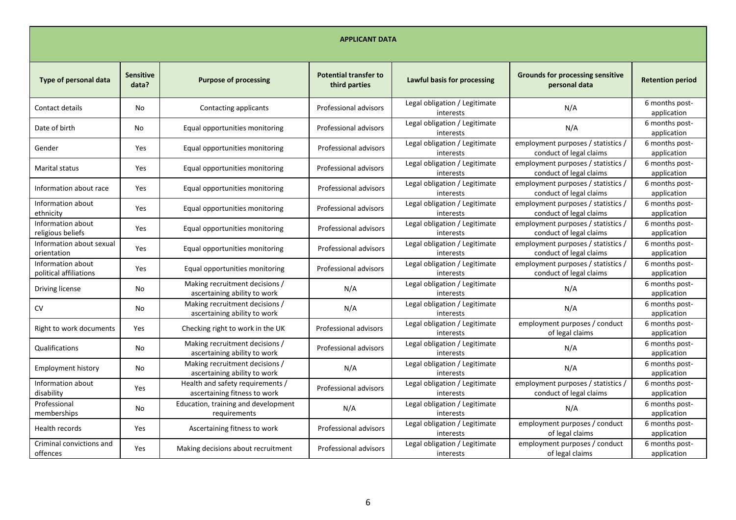| APPLICANT DATA | | | | | | |
|---|---|---|---|---|---|---|
| **Type of personal data** | **Sensitive data?** | **Purpose of processing** | **Potential transfer to third parties** | **Lawful basis for processing** | **Grounds for processing sensitive personal data** | **Retention period** |
| Contact details | No | Contacting applicants | Professional advisors | Legal obligation / Legitimate interests | N/A | 6 months post-application |
| Date of birth | No | Equal opportunities monitoring | Professional advisors | Legal obligation / Legitimate interests | N/A | 6 months post-application |
| Gender | Yes | Equal opportunities monitoring | Professional advisors | Legal obligation / Legitimate interests | employment purposes / statistics / conduct of legal claims | 6 months post-application |
| Marital status | Yes | Equal opportunities monitoring | Professional advisors | Legal obligation / Legitimate interests | employment purposes / statistics / conduct of legal claims | 6 months post-application |
| Information about race | Yes | Equal opportunities monitoring | Professional advisors | Legal obligation / Legitimate interests | employment purposes / statistics / conduct of legal claims | 6 months post-application |
| Information about ethnicity | Yes | Equal opportunities monitoring | Professional advisors | Legal obligation / Legitimate interests | employment purposes / statistics / conduct of legal claims | 6 months post-application |
| Information about religious beliefs | Yes | Equal opportunities monitoring | Professional advisors | Legal obligation / Legitimate interests | employment purposes / statistics / conduct of legal claims | 6 months post-application |
| Information about sexual orientation | Yes | Equal opportunities monitoring | Professional advisors | Legal obligation / Legitimate interests | employment purposes / statistics / conduct of legal claims | 6 months post-application |
| Information about political affiliations | Yes | Equal opportunities monitoring | Professional advisors | Legal obligation / Legitimate interests | employment purposes / statistics / conduct of legal claims | 6 months post-application |
| Driving license | No | Making recruitment decisions / ascertaining ability to work | N/A | Legal obligation / Legitimate interests | N/A | 6 months post-application |
| CV | No | Making recruitment decisions / ascertaining ability to work | N/A | Legal obligation / Legitimate interests | N/A | 6 months post-application |
| Right to work documents | Yes | Checking right to work in the UK | Professional advisors | Legal obligation / Legitimate interests | employment purposes / conduct of legal claims | 6 months post-application |
| Qualifications | No | Making recruitment decisions / ascertaining ability to work | Professional advisors | Legal obligation / Legitimate interests | N/A | 6 months post-application |
| Employment history | No | Making recruitment decisions / ascertaining ability to work | N/A | Legal obligation / Legitimate interests | N/A | 6 months post-application |
| Information about disability | Yes | Health and safety requirements / ascertaining fitness to work | Professional advisors | Legal obligation / Legitimate interests | employment purposes / statistics / conduct of legal claims | 6 months post-application |
| Professional memberships | No | Education, training and development requirements | N/A | Legal obligation / Legitimate interests | N/A | 6 months post-application |
| Health records | Yes | Ascertaining fitness to work | Professional advisors | Legal obligation / Legitimate interests | employment purposes / conduct of legal claims | 6 months post-application |
| Criminal convictions and offences | Yes | Making decisions about recruitment | Professional advisors | Legal obligation / Legitimate interests | employment purposes / conduct of legal claims | 6 months post-application |